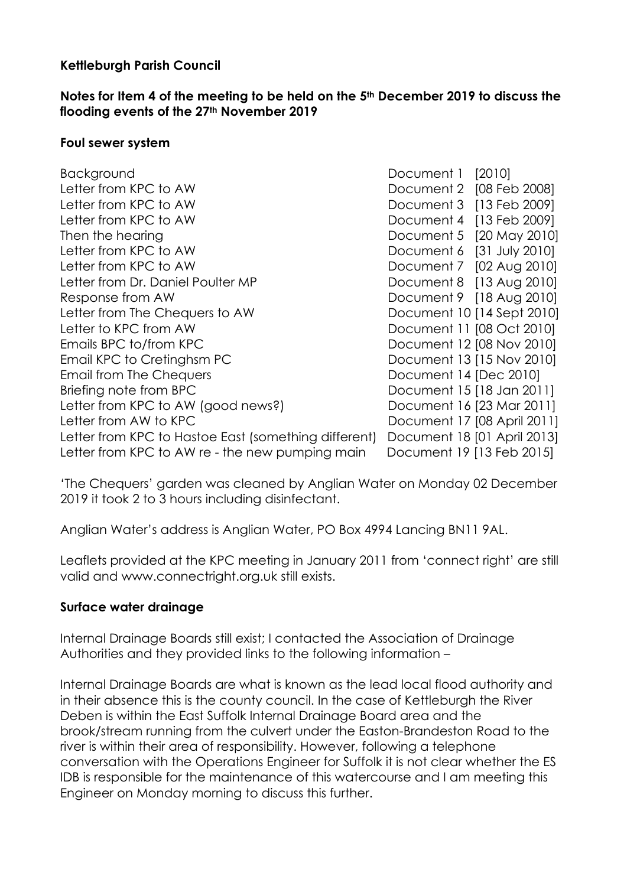**Kettleburgh Parish Council**

**Notes for Item 4 of the meeting to be held on the 5th December 2019 to discuss the flooding events of the 27th November 2019**

**Foul sewer system**

| | | |
|---|---|---|
| Background | Document 1 | [2010] |
| Letter from KPC to AW | Document 2 | [08 Feb 2008] |
| Letter from KPC to AW | Document 3 | [13 Feb 2009] |
| Letter from KPC to AW | Document 4 | [13 Feb 2009] |
| Then the hearing | Document 5 | [20 May 2010] |
| Letter from KPC to AW | Document 6 | [31 July 2010] |
| Letter from KPC to AW | Document 7 | [02 Aug 2010] |
| Letter from Dr. Daniel Poulter MP | Document 8 | [13 Aug 2010] |
| Response from AW | Document 9 | [18 Aug 2010] |
| Letter from The Chequers to AW | Document 10 | [14 Sept 2010] |
| Letter to KPC from AW | Document 11 | [08 Oct 2010] |
| Emails BPC to/from KPC | Document 12 | [08 Nov 2010] |
| Email KPC to Cretinghsm PC | Document 13 | [15 Nov 2010] |
| Email from The Chequers | Document 14 | [Dec 2010] |
| Briefing note from BPC | Document 15 | [18 Jan 2011] |
| Letter from KPC to AW (good news?) | Document 16 | [23 Mar 2011] |
| Letter from AW to KPC | Document 17 | [08 April 2011] |
| Letter from KPC to Hastoe East (something different) | Document 18 | [01 April 2013] |
| Letter from KPC to AW re - the new pumping main | Document 19 | [13 Feb 2015] |

'The Chequers' garden was cleaned by Anglian Water on Monday 02 December 2019 it took 2 to 3 hours including disinfectant.

Anglian Water's address is Anglian Water, PO Box 4994 Lancing BN11 9AL.

Leaflets provided at the KPC meeting in January 2011 from 'connect right' are still valid and www.connectright.org.uk still exists.

**Surface water drainage**

Internal Drainage Boards still exist; I contacted the Association of Drainage Authorities and they provided links to the following information –

Internal Drainage Boards are what is known as the lead local flood authority and in their absence this is the county council. In the case of Kettleburgh the River Deben is within the East Suffolk Internal Drainage Board area and the brook/stream running from the culvert under the Easton-Brandeston Road to the river is within their area of responsibility. However, following a telephone conversation with the Operations Engineer for Suffolk it is not clear whether the ES IDB is responsible for the maintenance of this watercourse and I am meeting this Engineer on Monday morning to discuss this further.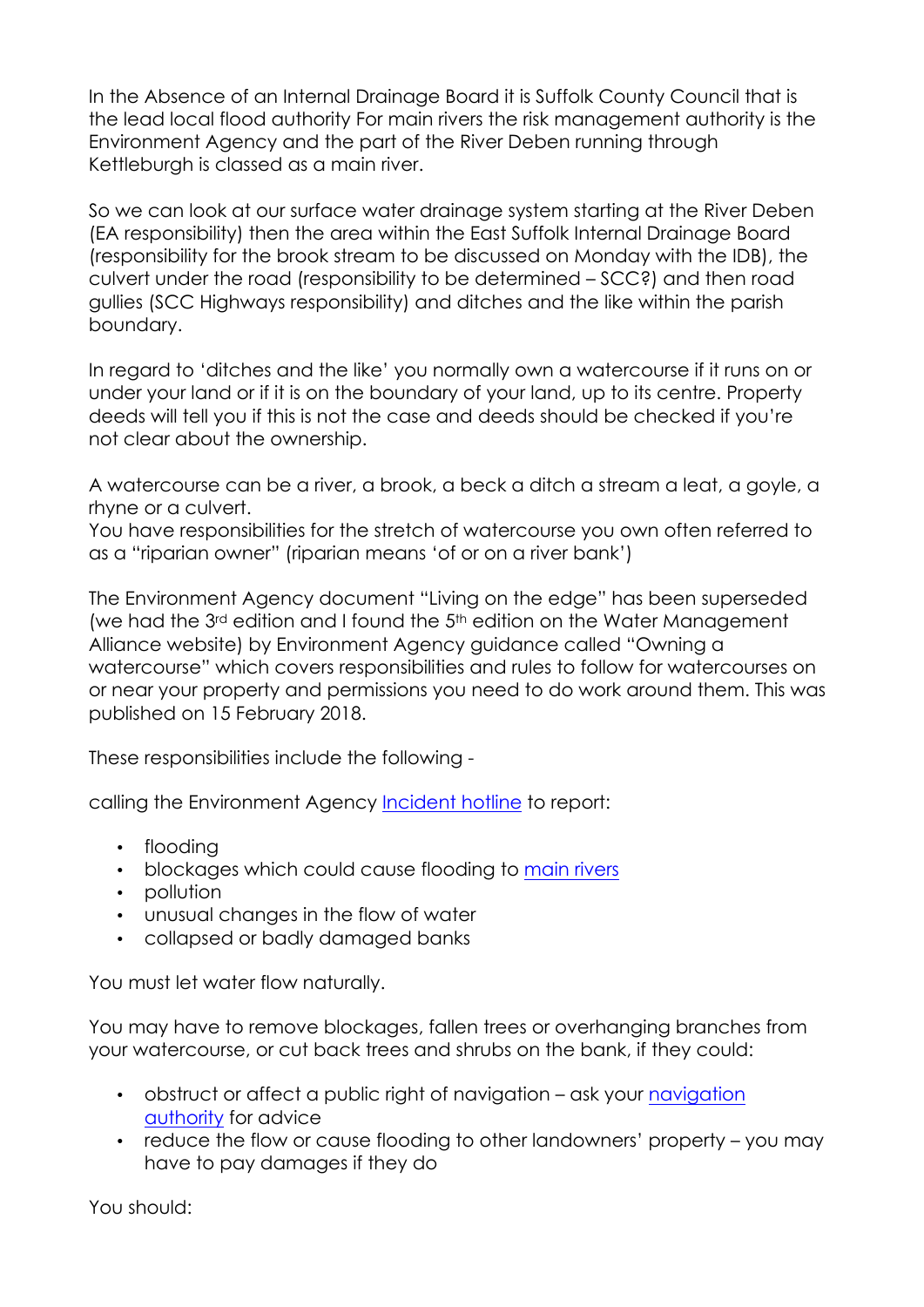In the Absence of an Internal Drainage Board it is Suffolk County Council that is the lead local flood authority For main rivers the risk management authority is the Environment Agency and the part of the River Deben running through Kettleburgh is classed as a main river.

So we can look at our surface water drainage system starting at the River Deben (EA responsibility) then the area within the East Suffolk Internal Drainage Board (responsibility for the brook stream to be discussed on Monday with the IDB), the culvert under the road (responsibility to be determined – SCC?) and then road gullies (SCC Highways responsibility) and ditches and the like within the parish boundary.

In regard to 'ditches and the like' you normally own a watercourse if it runs on or under your land or if it is on the boundary of your land, up to its centre. Property deeds will tell you if this is not the case and deeds should be checked if you're not clear about the ownership.

A watercourse can be a river, a brook, a beck a ditch a stream a leat, a goyle, a rhyne or a culvert.
You have responsibilities for the stretch of watercourse you own often referred to as a "riparian owner" (riparian means 'of or on a river bank')

The Environment Agency document "Living on the edge" has been superseded (we had the 3rd edition and I found the 5th edition on the Water Management Alliance website) by Environment Agency guidance called "Owning a watercourse" which covers responsibilities and rules to follow for watercourses on or near your property and permissions you need to do work around them. This was published on 15 February 2018.

These responsibilities include the following -

calling the Environment Agency Incident hotline to report:

- flooding
- blockages which could cause flooding to main rivers
- pollution
- unusual changes in the flow of water
- collapsed or badly damaged banks

You must let water flow naturally.

You may have to remove blockages, fallen trees or overhanging branches from your watercourse, or cut back trees and shrubs on the bank, if they could:

- obstruct or affect a public right of navigation – ask your navigation authority for advice
- reduce the flow or cause flooding to other landowners' property – you may have to pay damages if they do

You should: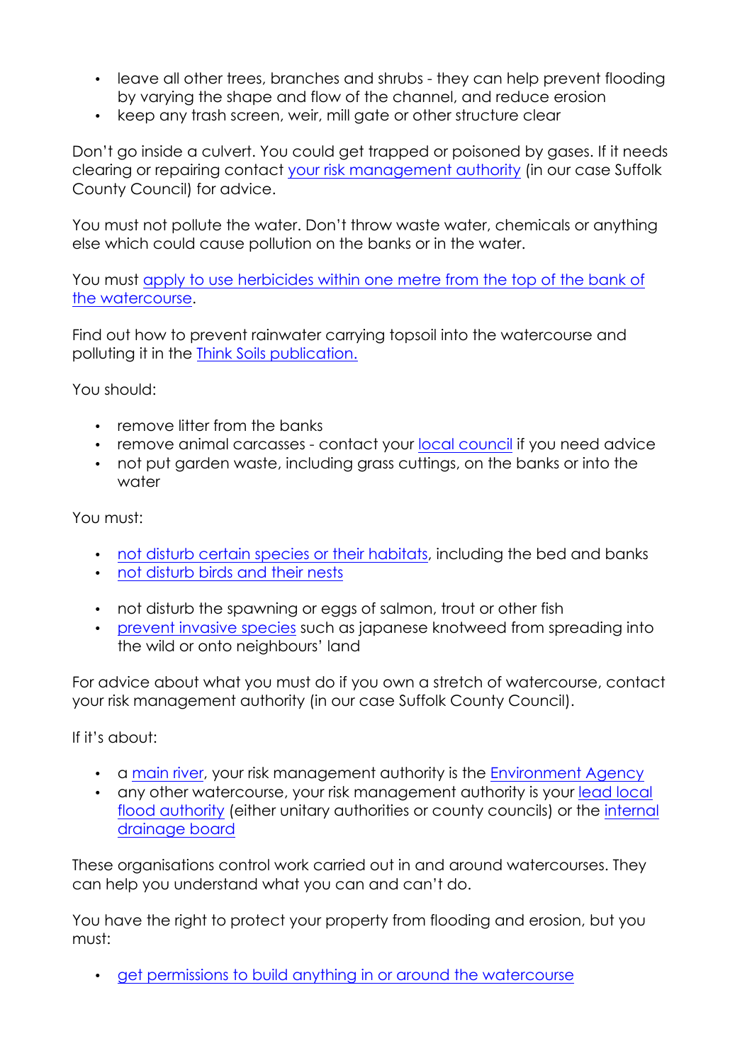- leave all other trees, branches and shrubs - they can help prevent flooding by varying the shape and flow of the channel, and reduce erosion
- keep any trash screen, weir, mill gate or other structure clear

Don't go inside a culvert. You could get trapped or poisoned by gases. If it needs clearing or repairing contact your risk management authority (in our case Suffolk County Council) for advice.

You must not pollute the water. Don't throw waste water, chemicals or anything else which could cause pollution on the banks or in the water.

You must apply to use herbicides within one metre from the top of the bank of the watercourse.

Find out how to prevent rainwater carrying topsoil into the watercourse and polluting it in the Think Soils publication.

You should:

- remove litter from the banks
- remove animal carcasses - contact your local council if you need advice
- not put garden waste, including grass cuttings, on the banks or into the water

You must:

- not disturb certain species or their habitats, including the bed and banks
- not disturb birds and their nests
- not disturb the spawning or eggs of salmon, trout or other fish
- prevent invasive species such as japanese knotweed from spreading into the wild or onto neighbours' land

For advice about what you must do if you own a stretch of watercourse, contact your risk management authority (in our case Suffolk County Council).

If it's about:

- a main river, your risk management authority is the Environment Agency
- any other watercourse, your risk management authority is your lead local flood authority (either unitary authorities or county councils) or the internal drainage board

These organisations control work carried out in and around watercourses. They can help you understand what you can and can't do.

You have the right to protect your property from flooding and erosion, but you must:

- get permissions to build anything in or around the watercourse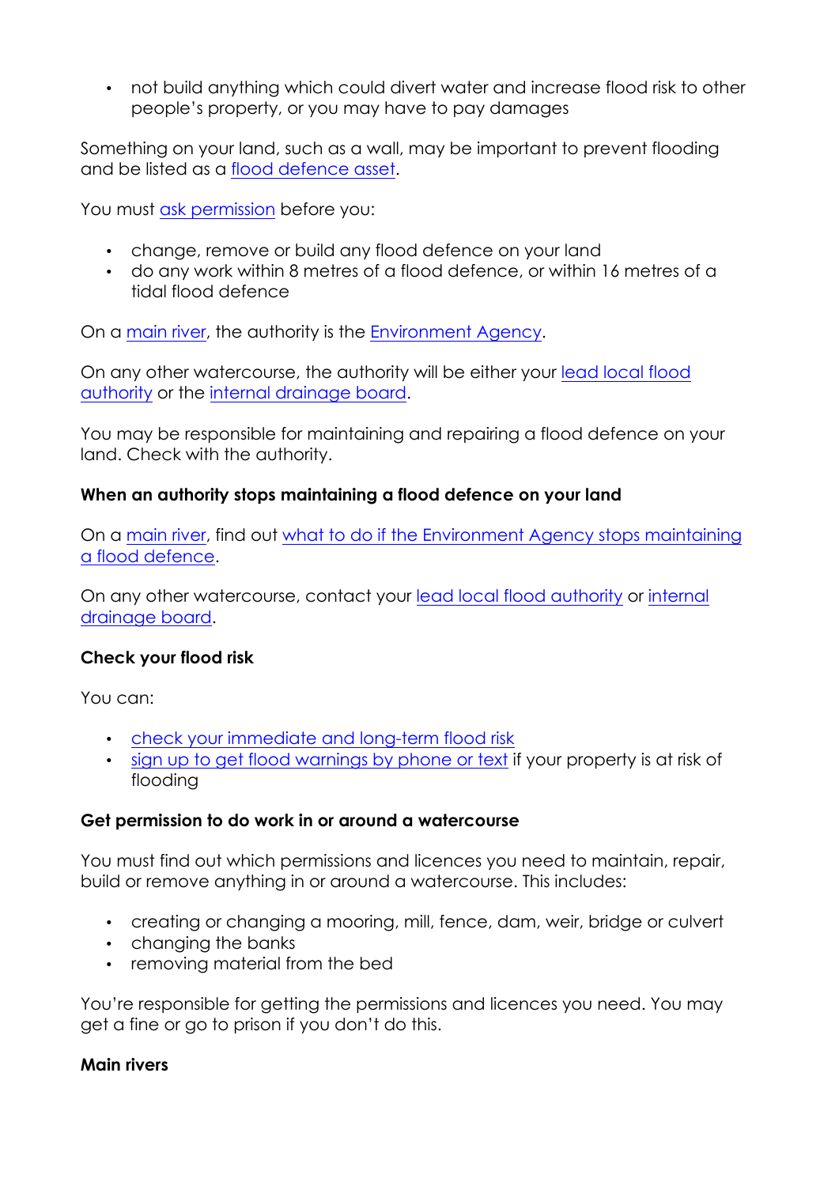- not build anything which could divert water and increase flood risk to other people's property, or you may have to pay damages

Something on your land, such as a wall, may be important to prevent flooding and be listed as a flood defence asset.

You must ask permission before you:

- change, remove or build any flood defence on your land
- do any work within 8 metres of a flood defence, or within 16 metres of a tidal flood defence

On a main river, the authority is the Environment Agency.

On any other watercourse, the authority will be either your lead local flood authority or the internal drainage board.

You may be responsible for maintaining and repairing a flood defence on your land. Check with the authority.

**When an authority stops maintaining a flood defence on your land**

On a main river, find out what to do if the Environment Agency stops maintaining a flood defence.

On any other watercourse, contact your lead local flood authority or internal drainage board.

**Check your flood risk**

You can:

- check your immediate and long-term flood risk
- sign up to get flood warnings by phone or text if your property is at risk of flooding

**Get permission to do work in or around a watercourse**

You must find out which permissions and licences you need to maintain, repair, build or remove anything in or around a watercourse. This includes:

- creating or changing a mooring, mill, fence, dam, weir, bridge or culvert
- changing the banks
- removing material from the bed

You're responsible for getting the permissions and licences you need. You may get a fine or go to prison if you don't do this.

**Main rivers**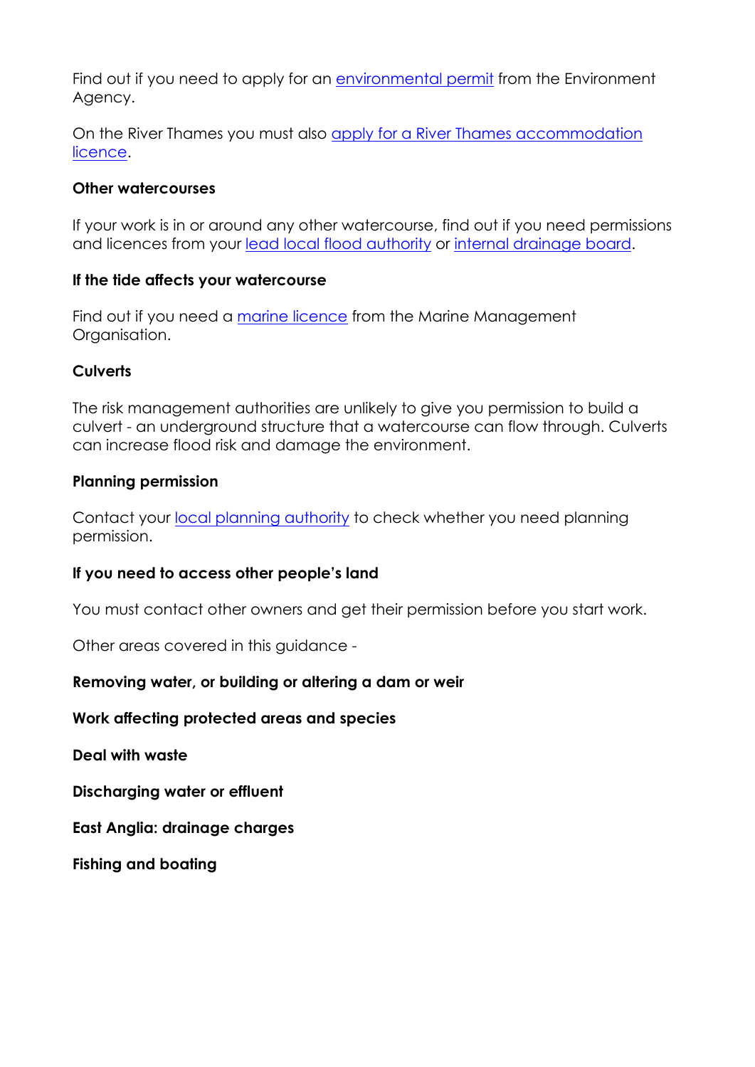Find out if you need to apply for an environmental permit from the Environment Agency.

On the River Thames you must also apply for a River Thames accommodation licence.

**Other watercourses**

If your work is in or around any other watercourse, find out if you need permissions and licences from your lead local flood authority or internal drainage board.

**If the tide affects your watercourse**

Find out if you need a marine licence from the Marine Management Organisation.

**Culverts**

The risk management authorities are unlikely to give you permission to build a culvert - an underground structure that a watercourse can flow through. Culverts can increase flood risk and damage the environment.

**Planning permission**

Contact your local planning authority to check whether you need planning permission.

**If you need to access other people's land**

You must contact other owners and get their permission before you start work.

Other areas covered in this guidance -

**Removing water, or building or altering a dam or weir**

**Work affecting protected areas and species**

**Deal with waste**

**Discharging water or effluent**

**East Anglia: drainage charges**

**Fishing and boating**